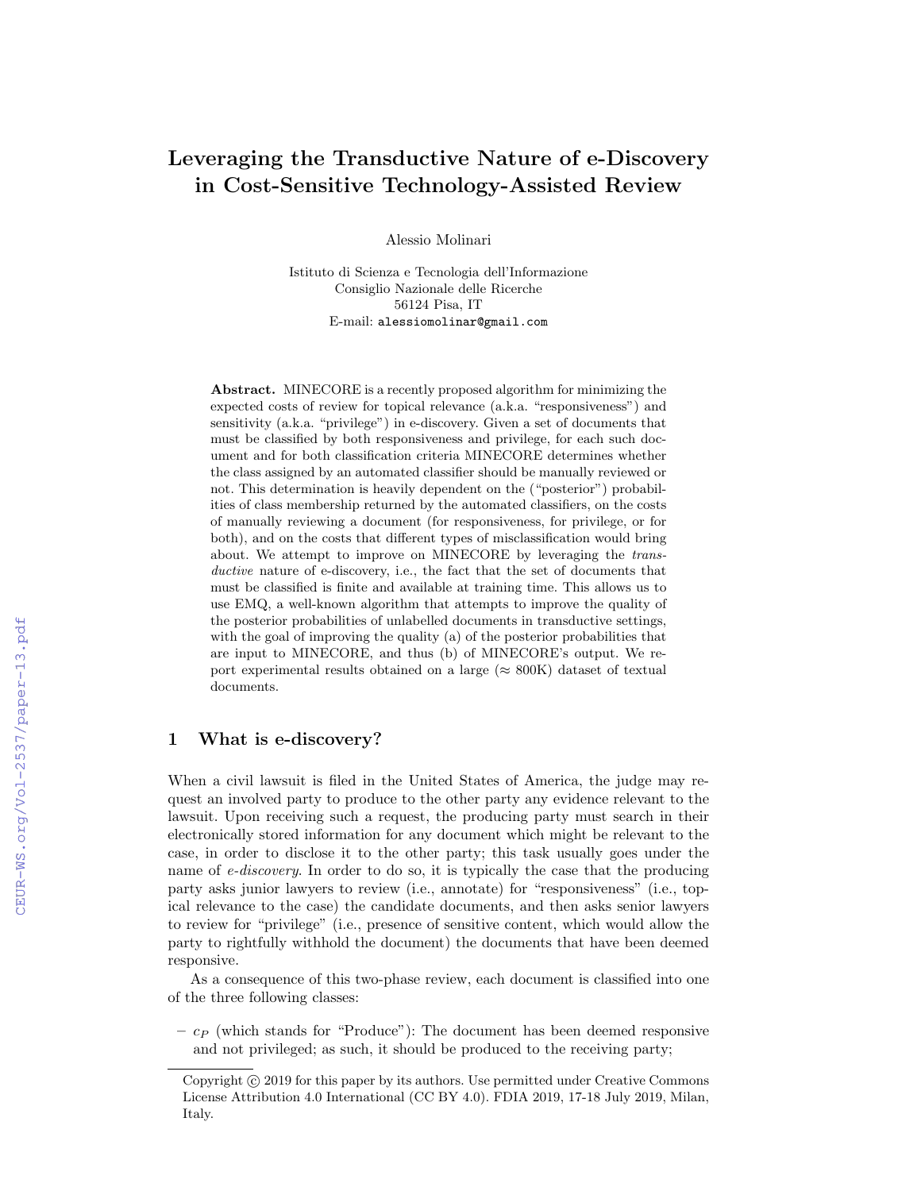# Leveraging the Transductive Nature of e-Discovery in Cost-Sensitive Technology-Assisted Review

Alessio Molinari

Istituto di Scienza e Tecnologia dell'Informazione
Consiglio Nazionale delle Ricerche
56124 Pisa, IT
E-mail: alessiomolinar@gmail.com

**Abstract.** MINECORE is a recently proposed algorithm for minimizing the expected costs of review for topical relevance (a.k.a. "responsiveness") and sensitivity (a.k.a. "privilege") in e-discovery. Given a set of documents that must be classified by both responsiveness and privilege, for each such document and for both classification criteria MINECORE determines whether the class assigned by an automated classifier should be manually reviewed or not. This determination is heavily dependent on the ("posterior") probabilities of class membership returned by the automated classifiers, on the costs of manually reviewing a document (for responsiveness, for privilege, or for both), and on the costs that different types of misclassification would bring about. We attempt to improve on MINECORE by leveraging the *transductive* nature of e-discovery, i.e., the fact that the set of documents that must be classified is finite and available at training time. This allows us to use EMQ, a well-known algorithm that attempts to improve the quality of the posterior probabilities of unlabelled documents in transductive settings, with the goal of improving the quality (a) of the posterior probabilities that are input to MINECORE, and thus (b) of MINECORE's output. We report experimental results obtained on a large ($\approx$ 800K) dataset of textual documents.

## 1 What is e-discovery?

When a civil lawsuit is filed in the United States of America, the judge may request an involved party to produce to the other party any evidence relevant to the lawsuit. Upon receiving such a request, the producing party must search in their electronically stored information for any document which might be relevant to the case, in order to disclose it to the other party; this task usually goes under the name of *e-discovery*. In order to do so, it is typically the case that the producing party asks junior lawyers to review (i.e., annotate) for "responsiveness" (i.e., topical relevance to the case) the candidate documents, and then asks senior lawyers to review for "privilege" (i.e., presence of sensitive content, which would allow the party to rightfully withhold the document) the documents that have been deemed responsive.

As a consequence of this two-phase review, each document is classified into one of the three following classes:

– $c_P$ (which stands for "Produce"): The document has been deemed responsive and not privileged; as such, it should be produced to the receiving party;

Copyright © 2019 for this paper by its authors. Use permitted under Creative Commons License Attribution 4.0 International (CC BY 4.0). FDIA 2019, 17-18 July 2019, Milan, Italy.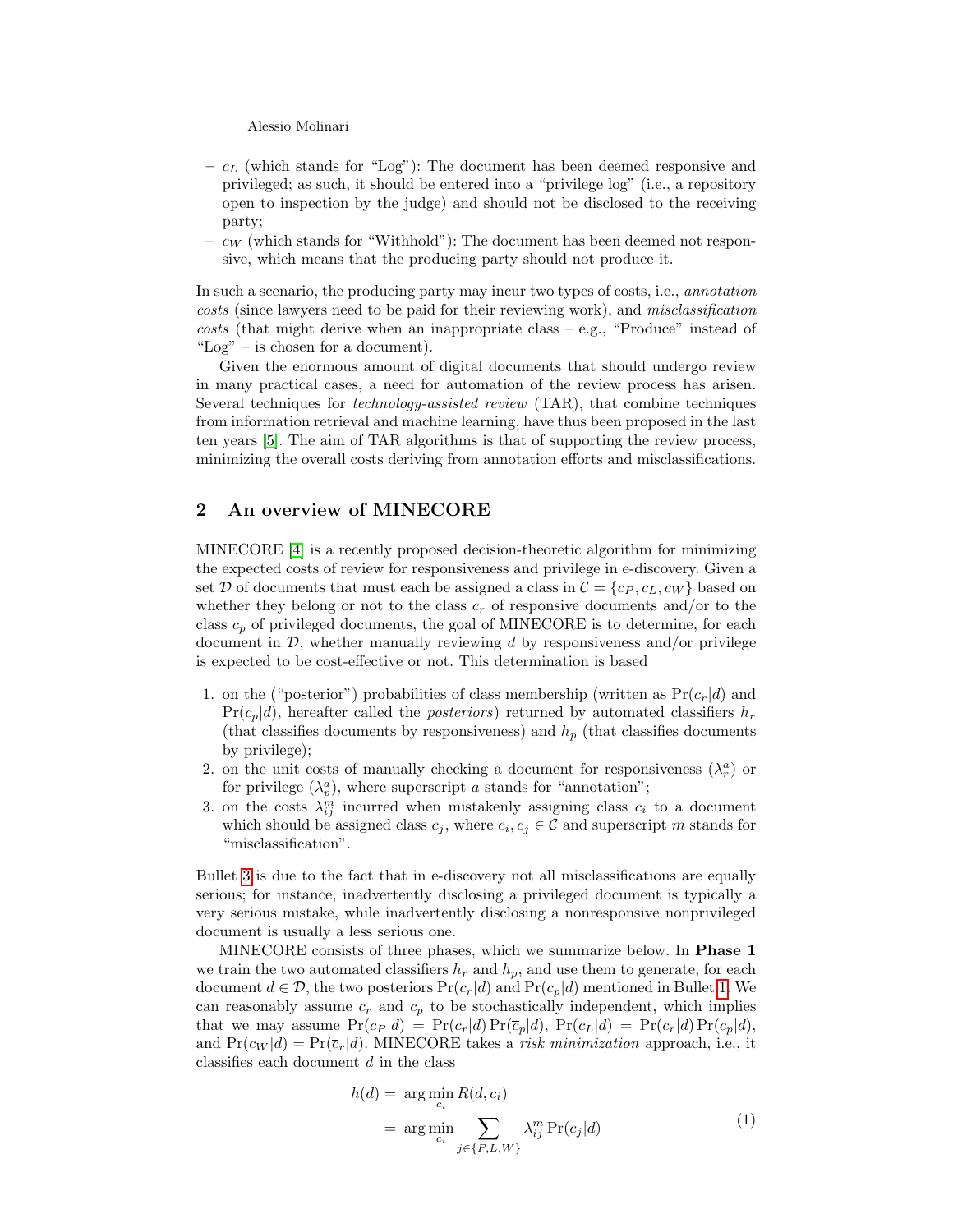- $c_L$ (which stands for "Log"): The document has been deemed responsive and privileged; as such, it should be entered into a "privilege log" (i.e., a repository open to inspection by the judge) and should not be disclosed to the receiving party;
- $c_W$ (which stands for "Withhold"): The document has been deemed not responsive, which means that the producing party should not produce it.

In such a scenario, the producing party may incur two types of costs, i.e., *annotation costs* (since lawyers need to be paid for their reviewing work), and *misclassification costs* (that might derive when an inappropriate class – e.g., "Produce" instead of "Log" – is chosen for a document).

Given the enormous amount of digital documents that should undergo review in many practical cases, a need for automation of the review process has arisen. Several techniques for *technology-assisted review* (TAR), that combine techniques from information retrieval and machine learning, have thus been proposed in the last ten years [5]. The aim of TAR algorithms is that of supporting the review process, minimizing the overall costs deriving from annotation efforts and misclassifications.

## 2 An overview of MINECORE

MINECORE [4] is a recently proposed decision-theoretic algorithm for minimizing the expected costs of review for responsiveness and privilege in e-discovery. Given a set $\mathcal{D}$ of documents that must each be assigned a class in $\mathcal{C} = \{c_P, c_L, c_W\}$ based on whether they belong or not to the class $c_r$ of responsive documents and/or to the class $c_p$ of privileged documents, the goal of MINECORE is to determine, for each document in $\mathcal{D}$, whether manually reviewing $d$ by responsiveness and/or privilege is expected to be cost-effective or not. This determination is based

1. on the ("posterior") probabilities of class membership (written as $\Pr(c_r|d)$ and $\Pr(c_p|d)$, hereafter called the *posteriors*) returned by automated classifiers $h_r$ (that classifies documents by responsiveness) and $h_p$ (that classifies documents by privilege);
2. on the unit costs of manually checking a document for responsiveness ($\lambda^a_r$) or for privilege ($\lambda^a_p$), where superscript $a$ stands for "annotation";
3. on the costs $\lambda^m_{ij}$ incurred when mistakenly assigning class $c_i$ to a document which should be assigned class $c_j$, where $c_i, c_j \in \mathcal{C}$ and superscript $m$ stands for "misclassification".

Bullet 3 is due to the fact that in e-discovery not all misclassifications are equally serious; for instance, inadvertently disclosing a privileged document is typically a very serious mistake, while inadvertently disclosing a nonresponsive nonprivileged document is usually a less serious one.

MINECORE consists of three phases, which we summarize below. In **Phase 1** we train the two automated classifiers $h_r$ and $h_p$, and use them to generate, for each document $d \in \mathcal{D}$, the two posteriors $\Pr(c_r|d)$ and $\Pr(c_p|d)$ mentioned in Bullet 1. We can reasonably assume $c_r$ and $c_p$ to be stochastically independent, which implies that we may assume $\Pr(c_P|d) = \Pr(c_r|d)\Pr(\overline{c}_p|d)$, $\Pr(c_L|d) = \Pr(c_r|d)\Pr(c_p|d)$, and $\Pr(c_W|d) = \Pr(\overline{c}_r|d)$. MINECORE takes a *risk minimization* approach, i.e., it classifies each document $d$ in the class

$$
\begin{aligned}
h(d) &= \arg\min_{c_i} R(d, c_i) \\
&= \arg\min_{c_i} \sum_{j \in \{P,L,W\}} \lambda^m_{ij} \Pr(c_j|d)
\end{aligned}
\tag{1}
$$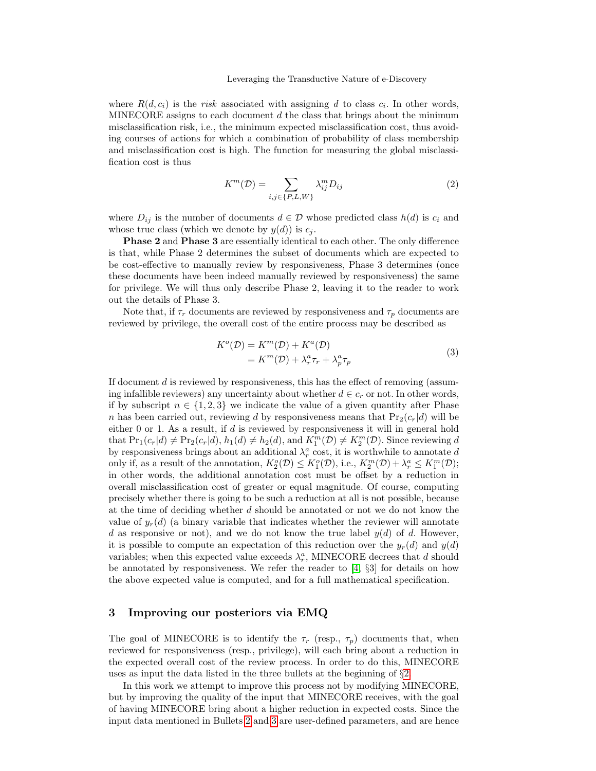where $R(d, c_i)$ is the *risk* associated with assigning $d$ to class $c_i$. In other words, MINECORE assigns to each document $d$ the class that brings about the minimum misclassification risk, i.e., the minimum expected misclassification cost, thus avoiding courses of actions for which a combination of probability of class membership and misclassification cost is high. The function for measuring the global misclassification cost is thus

$$K^m(\mathcal{D}) = \sum_{i,j \in \{P,L,W\}} \lambda^m_{ij} D_{ij} \tag{2}$$

where $D_{ij}$ is the number of documents $d \in \mathcal{D}$ whose predicted class $h(d)$ is $c_i$ and whose true class (which we denote by $y(d)$) is $c_j$.

**Phase 2** and **Phase 3** are essentially identical to each other. The only difference is that, while Phase 2 determines the subset of documents which are expected to be cost-effective to manually review by responsiveness, Phase 3 determines (once these documents have been indeed manually reviewed by responsiveness) the same for privilege. We will thus only describe Phase 2, leaving it to the reader to work out the details of Phase 3.

Note that, if $\tau_r$ documents are reviewed by responsiveness and $\tau_p$ documents are reviewed by privilege, the overall cost of the entire process may be described as

$$\begin{aligned} K^o(\mathcal{D}) &= K^m(\mathcal{D}) + K^a(\mathcal{D}) \\ &= K^m(\mathcal{D}) + \lambda^a_r \tau_r + \lambda^a_p \tau_p \end{aligned} \tag{3}$$

If document $d$ is reviewed by responsiveness, this has the effect of removing (assuming infallible reviewers) any uncertainty about whether $d \in c_r$ or not. In other words, if by subscript $n \in \{1, 2, 3\}$ we indicate the value of a given quantity after Phase $n$ has been carried out, reviewing $d$ by responsiveness means that $\Pr_2(c_r|d)$ will be either 0 or 1. As a result, if $d$ is reviewed by responsiveness it will in general hold that $\Pr_1(c_r|d) \neq \Pr_2(c_r|d)$, $h_1(d) \neq h_2(d)$, and $K^m_1(\mathcal{D}) \neq K^m_2(\mathcal{D})$. Since reviewing $d$ by responsiveness brings about an additional $\lambda^a_r$ cost, it is worthwhile to annotate $d$ only if, as a result of the annotation, $K^o_2(\mathcal{D}) \leq K^o_1(\mathcal{D})$, i.e., $K^m_2(\mathcal{D}) + \lambda^a_r \leq K^m_1(\mathcal{D})$; in other words, the additional annotation cost must be offset by a reduction in overall misclassification cost of greater or equal magnitude. Of course, computing precisely whether there is going to be such a reduction at all is not possible, because at the time of deciding whether $d$ should be annotated or not we do not know the value of $y_r(d)$ (a binary variable that indicates whether the reviewer will annotate $d$ as responsive or not), and we do not know the true label $y(d)$ of $d$. However, it is possible to compute an expectation of this reduction over the $y_r(d)$ and $y(d)$ variables; when this expected value exceeds $\lambda^a_r$, MINECORE decrees that $d$ should be annotated by responsiveness. We refer the reader to [4, §3] for details on how the above expected value is computed, and for a full mathematical specification.

## 3 Improving our posteriors via EMQ

The goal of MINECORE is to identify the $\tau_r$ (resp., $\tau_p$) documents that, when reviewed for responsiveness (resp., privilege), will each bring about a reduction in the expected overall cost of the review process. In order to do this, MINECORE uses as input the data listed in the three bullets at the beginning of §2.

In this work we attempt to improve this process not by modifying MINECORE, but by improving the quality of the input that MINECORE receives, with the goal of having MINECORE bring about a higher reduction in expected costs. Since the input data mentioned in Bullets 2 and 3 are user-defined parameters, and are hence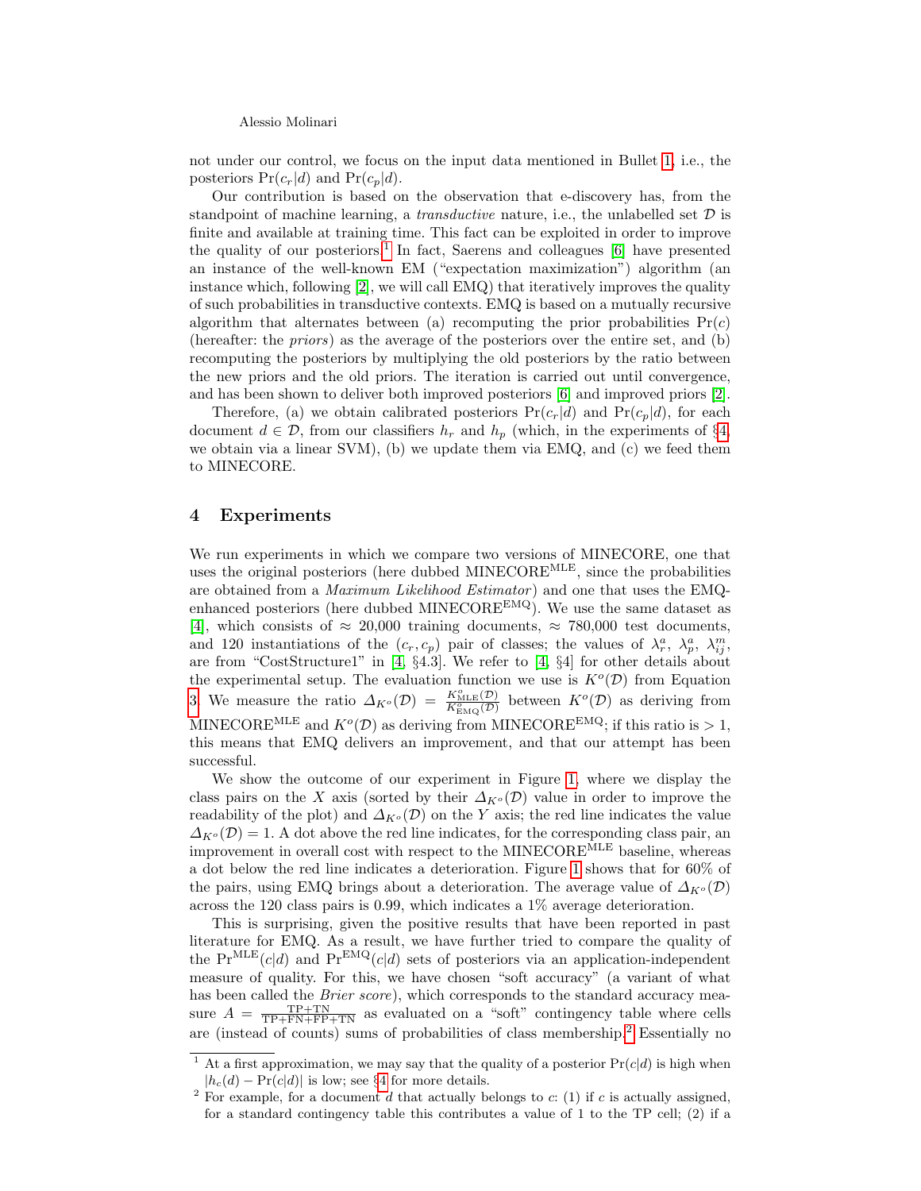not under our control, we focus on the input data mentioned in Bullet 1, i.e., the posteriors $\Pr(c_r|d)$ and $\Pr(c_p|d)$.

Our contribution is based on the observation that e-discovery has, from the standpoint of machine learning, a *transductive* nature, i.e., the unlabelled set $\mathcal{D}$ is finite and available at training time. This fact can be exploited in order to improve the quality of our posteriors.[1] In fact, Saerens and colleagues [6] have presented an instance of the well-known EM ("expectation maximization") algorithm (an instance which, following [2], we will call EMQ) that iteratively improves the quality of such probabilities in transductive contexts. EMQ is based on a mutually recursive algorithm that alternates between (a) recomputing the prior probabilities $\Pr(c)$ (hereafter: the *priors*) as the average of the posteriors over the entire set, and (b) recomputing the posteriors by multiplying the old posteriors by the ratio between the new priors and the old priors. The iteration is carried out until convergence, and has been shown to deliver both improved posteriors [6] and improved priors [2].

Therefore, (a) we obtain calibrated posteriors $\Pr(c_r|d)$ and $\Pr(c_p|d)$, for each document $d \in \mathcal{D}$, from our classifiers $h_r$ and $h_p$ (which, in the experiments of §4, we obtain via a linear SVM), (b) we update them via EMQ, and (c) we feed them to MINECORE.

## 4 Experiments

We run experiments in which we compare two versions of MINECORE, one that uses the original posteriors (here dubbed MINECORE$^{\text{MLE}}$, since the probabilities are obtained from a *Maximum Likelihood Estimator*) and one that uses the EMQ-enhanced posteriors (here dubbed MINECORE$^{\text{EMQ}}$). We use the same dataset as [4], which consists of $\approx$ 20,000 training documents, $\approx$ 780,000 test documents, and 120 instantiations of the $(c_r, c_p)$ pair of classes; the values of $\lambda^a_r$, $\lambda^a_p$, $\lambda^m_{ij}$, are from "CostStructure1" in [4, §4.3]. We refer to [4, §4] for other details about the experimental setup. The evaluation function we use is $K^o(\mathcal{D})$ from Equation 3. We measure the ratio $\Delta_{K^o}(\mathcal{D}) = \frac{K^o_{\text{MLE}}(\mathcal{D})}{K^o_{\text{EMQ}}(\mathcal{D})}$ between $K^o(\mathcal{D})$ as deriving from MINECORE$^{\text{MLE}}$ and $K^o(\mathcal{D})$ as deriving from MINECORE$^{\text{EMQ}}$; if this ratio is $> 1$, this means that EMQ delivers an improvement, and that our attempt has been successful.

We show the outcome of our experiment in Figure 1, where we display the class pairs on the $X$ axis (sorted by their $\Delta_{K^o}(\mathcal{D})$ value in order to improve the readability of the plot) and $\Delta_{K^o}(\mathcal{D})$ on the $Y$ axis; the red line indicates the value $\Delta_{K^o}(\mathcal{D}) = 1$. A dot above the red line indicates, for the corresponding class pair, an improvement in overall cost with respect to the MINECORE$^{\text{MLE}}$ baseline, whereas a dot below the red line indicates a deterioration. Figure 1 shows that for 60% of the pairs, using EMQ brings about a deterioration. The average value of $\Delta_{K^o}(\mathcal{D})$ across the 120 class pairs is 0.99, which indicates a 1% average deterioration.

This is surprising, given the positive results that have been reported in past literature for EMQ. As a result, we have further tried to compare the quality of the $\Pr^{\text{MLE}}(c|d)$ and $\Pr^{\text{EMQ}}(c|d)$ sets of posteriors via an application-independent measure of quality. For this, we have chosen "soft accuracy" (a variant of what has been called the *Brier score*), which corresponds to the standard accuracy measure $A = \frac{\text{TP}+\text{TN}}{\text{TP}+\text{FN}+\text{FP}+\text{TN}}$ as evaluated on a "soft" contingency table where cells are (instead of counts) sums of probabilities of class membership.[2] Essentially no

---

[1] At a first approximation, we may say that the quality of a posterior $\Pr(c|d)$ is high when $|h_c(d) - \Pr(c|d)|$ is low; see §4 for more details.

[2] For example, for a document $d$ that actually belongs to $c$: (1) if $c$ is actually assigned, for a standard contingency table this contributes a value of 1 to the TP cell; (2) if a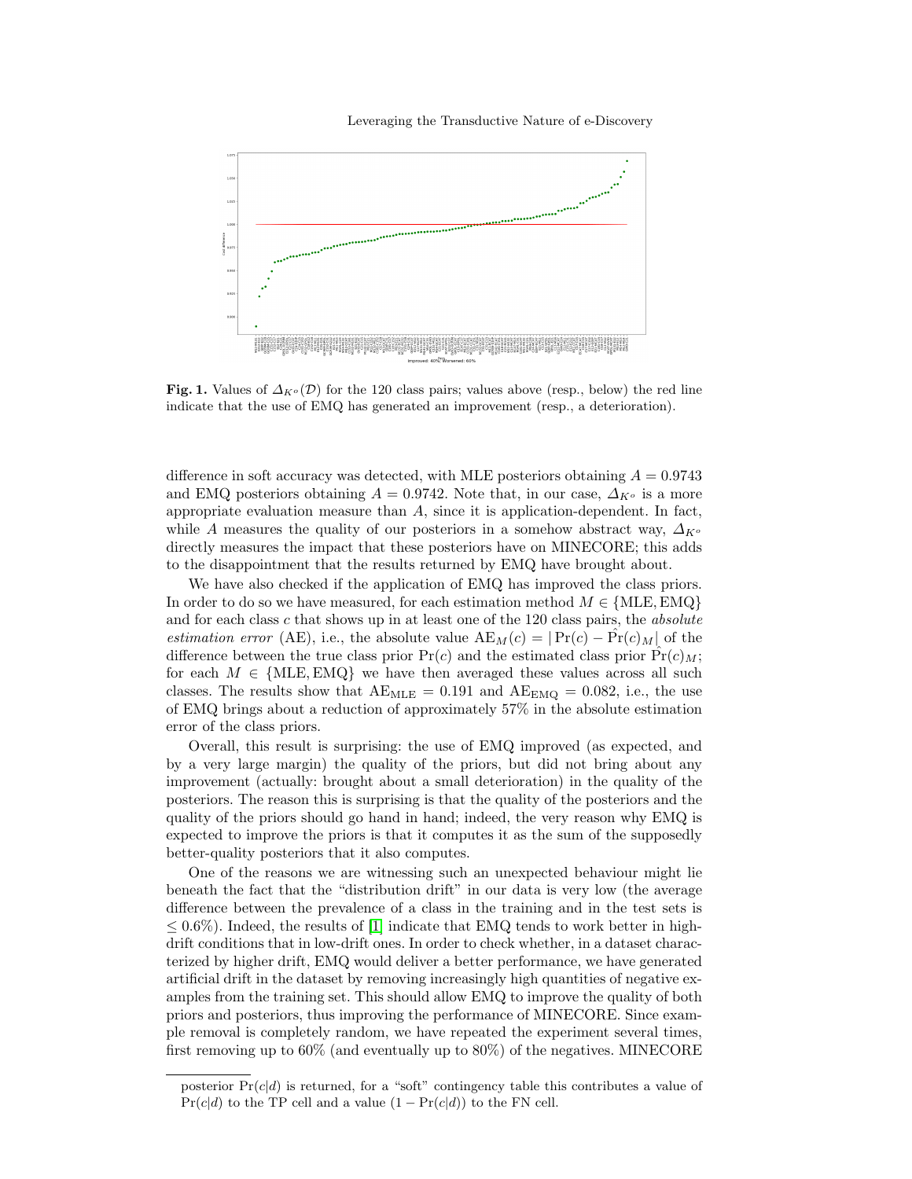**Fig. 1.** Values of $\varDelta_{K^o}(\mathcal{D})$ for the 120 class pairs; values above (resp., below) the red line indicate that the use of EMQ has generated an improvement (resp., a deterioration).

difference in soft accuracy was detected, with MLE posteriors obtaining $A = 0.9743$ and EMQ posteriors obtaining $A = 0.9742$. Note that, in our case, $\varDelta_{K^o}$ is a more appropriate evaluation measure than $A$, since it is application-dependent. In fact, while $A$ measures the quality of our posteriors in a somehow abstract way, $\varDelta_{K^o}$ directly measures the impact that these posteriors have on MINECORE; this adds to the disappointment that the results returned by EMQ have brought about.

We have also checked if the application of EMQ has improved the class priors. In order to do so we have measured, for each estimation method $M \in \{\text{MLE}, \text{EMQ}\}$ and for each class $c$ that shows up in at least one of the 120 class pairs, the *absolute estimation error* (AE), i.e., the absolute value $\text{AE}_M(c) = |\Pr(c) - \hat{\Pr}(c)_M|$ of the difference between the true class prior $\Pr(c)$ and the estimated class prior $\hat{\Pr}(c)_M$; for each $M \in \{\text{MLE}, \text{EMQ}\}$ we have then averaged these values across all such classes. The results show that $\text{AE}_{\text{MLE}} = 0.191$ and $\text{AE}_{\text{EMQ}} = 0.082$, i.e., the use of EMQ brings about a reduction of approximately 57% in the absolute estimation error of the class priors.

Overall, this result is surprising: the use of EMQ improved (as expected, and by a very large margin) the quality of the priors, but did not bring about any improvement (actually: brought about a small deterioration) in the quality of the posteriors. The reason this is surprising is that the quality of the posteriors and the quality of the priors should go hand in hand; indeed, the very reason why EMQ is expected to improve the priors is that it computes it as the sum of the supposedly better-quality posteriors that it also computes.

One of the reasons we are witnessing such an unexpected behaviour might lie beneath the fact that the "distribution drift" in our data is very low (the average difference between the prevalence of a class in the training and in the test sets is $\leq 0.6\%$). Indeed, the results of [1] indicate that EMQ tends to work better in high-drift conditions that in low-drift ones. In order to check whether, in a dataset characterized by higher drift, EMQ would deliver a better performance, we have generated artificial drift in the dataset by removing increasingly high quantities of negative examples from the training set. This should allow EMQ to improve the quality of both priors and posteriors, thus improving the performance of MINECORE. Since example removal is completely random, we have repeated the experiment several times, first removing up to 60% (and eventually up to 80%) of the negatives. MINECORE

posterior $\Pr(c|d)$ is returned, for a "soft" contingency table this contributes a value of $\Pr(c|d)$ to the TP cell and a value $(1 - \Pr(c|d))$ to the FN cell.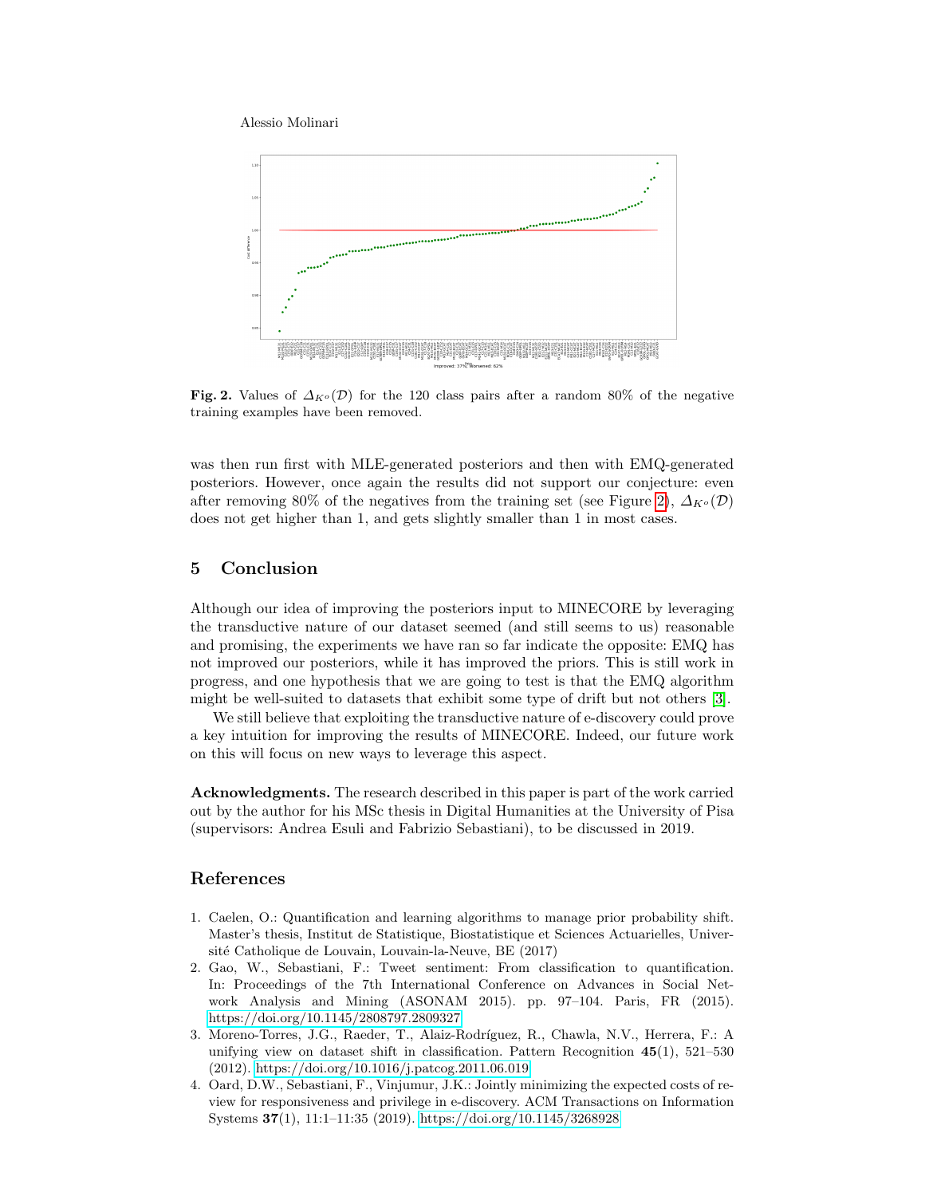Fig. 2. Values of $\Delta_{K^o}(\mathcal{D})$ for the 120 class pairs after a random 80% of the negative training examples have been removed.

was then run first with MLE-generated posteriors and then with EMQ-generated posteriors. However, once again the results did not support our conjecture: even after removing 80% of the negatives from the training set (see Figure 2), $\Delta_{K^o}(\mathcal{D})$ does not get higher than 1, and gets slightly smaller than 1 in most cases.

## 5 Conclusion

Although our idea of improving the posteriors input to MINECORE by leveraging the transductive nature of our dataset seemed (and still seems to us) reasonable and promising, the experiments we have ran so far indicate the opposite: EMQ has not improved our posteriors, while it has improved the priors. This is still work in progress, and one hypothesis that we are going to test is that the EMQ algorithm might be well-suited to datasets that exhibit some type of drift but not others [3].

We still believe that exploiting the transductive nature of e-discovery could prove a key intuition for improving the results of MINECORE. Indeed, our future work on this will focus on new ways to leverage this aspect.

**Acknowledgments.** The research described in this paper is part of the work carried out by the author for his MSc thesis in Digital Humanities at the University of Pisa (supervisors: Andrea Esuli and Fabrizio Sebastiani), to be discussed in 2019.

## References

1. Caelen, O.: Quantification and learning algorithms to manage prior probability shift. Master's thesis, Institut de Statistique, Biostatistique et Sciences Actuarielles, Université Catholique de Louvain, Louvain-la-Neuve, BE (2017)
2. Gao, W., Sebastiani, F.: Tweet sentiment: From classification to quantification. In: Proceedings of the 7th International Conference on Advances in Social Network Analysis and Mining (ASONAM 2015). pp. 97–104. Paris, FR (2015). https://doi.org/10.1145/2808797.2809327
3. Moreno-Torres, J.G., Raeder, T., Alaiz-Rodríguez, R., Chawla, N.V., Herrera, F.: A unifying view on dataset shift in classification. Pattern Recognition **45**(1), 521–530 (2012). https://doi.org/10.1016/j.patcog.2011.06.019
4. Oard, D.W., Sebastiani, F., Vinjumur, J.K.: Jointly minimizing the expected costs of review for responsiveness and privilege in e-discovery. ACM Transactions on Information Systems **37**(1), 11:1–11:35 (2019). https://doi.org/10.1145/3268928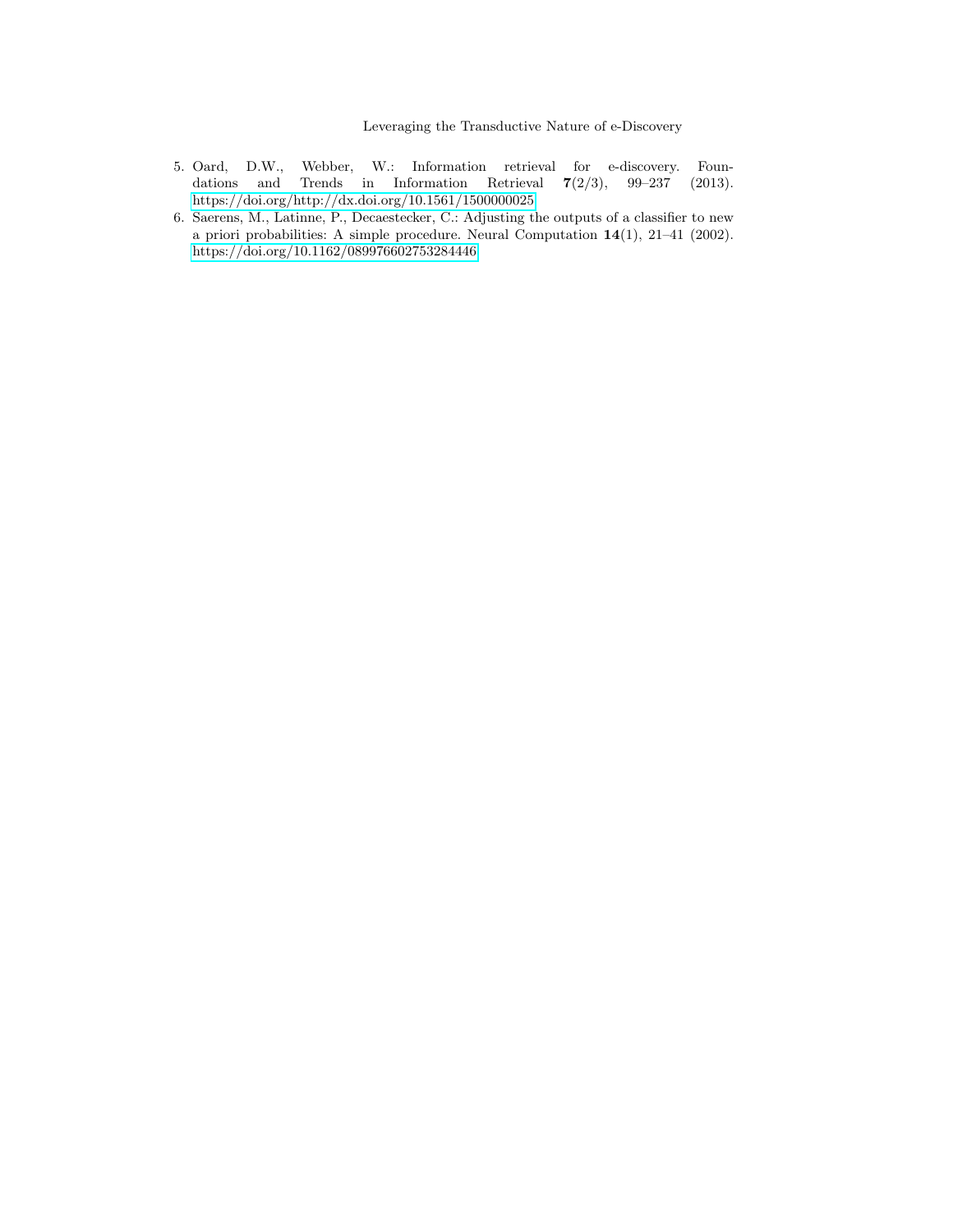5. Oard, D.W., Webber, W.: Information retrieval for e-discovery. Foundations and Trends in Information Retrieval **7**(2/3), 99–237 (2013). https://doi.org/http://dx.doi.org/10.1561/1500000025
6. Saerens, M., Latinne, P., Decaestecker, C.: Adjusting the outputs of a classifier to new a priori probabilities: A simple procedure. Neural Computation **14**(1), 21–41 (2002). https://doi.org/10.1162/089976602753284446